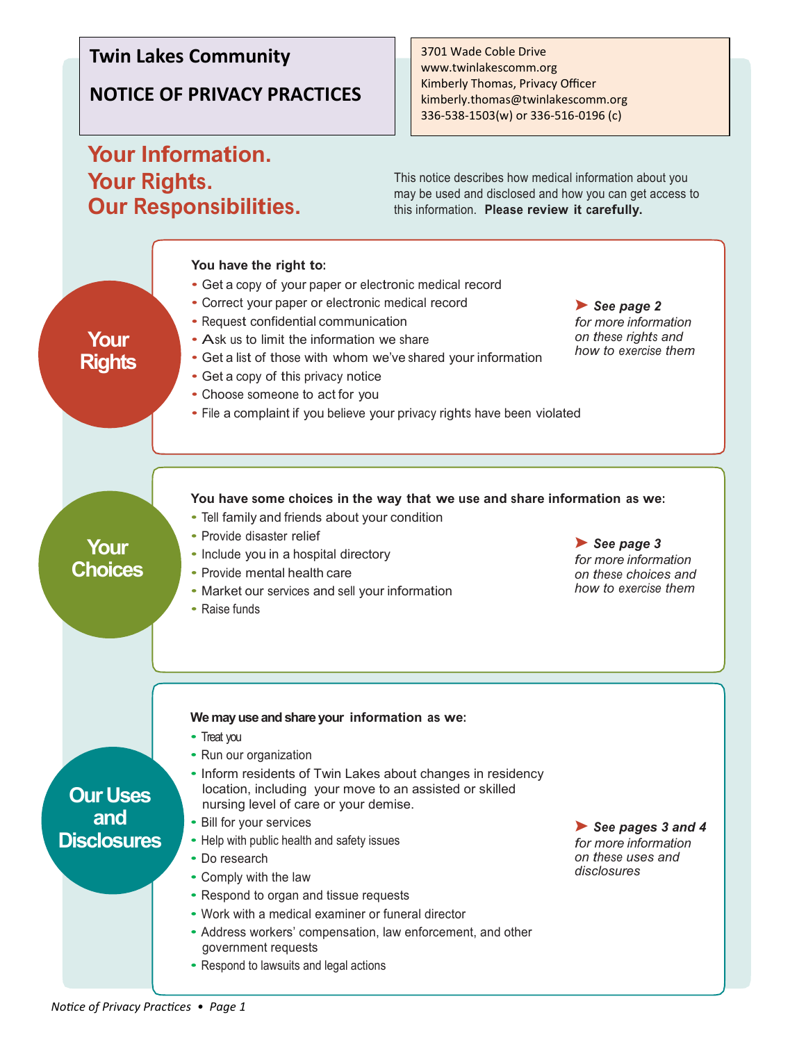# Twin Lakes Community

## NOTICE OF PRIVACY PRACTICES

3701 Wade Coble Drive
www.twinlakescomm.org
Kimberly Thomas, Privacy Officer
kimberly.thomas@twinlakescomm.org
336-538-1503(w) or 336-516-0196 (c)

## Your Information. Your Rights. Our Responsibilities.

This notice describes how medical information about you may be used and disclosed and how you can get access to this information. **Please review it carefully.**

### Your Rights

**You have the right to:**

- Get a copy of your paper or electronic medical record
- Correct your paper or electronic medical record
- Request confidential communication
- Ask us to limit the information we share
- Get a list of those with whom we've shared your information
- Get a copy of this privacy notice
- Choose someone to act for you
- File a complaint if you believe your privacy rights have been violated

➤ ***See page 2*** *for more information on these rights and how to exercise them*

### Your Choices

**You have some choices in the way that we use and share information as we:**

- Tell family and friends about your condition
- Provide disaster relief
- Include you in a hospital directory
- Provide mental health care
- Market our services and sell your information
- Raise funds

➤ ***See page 3*** *for more information on these choices and how to exercise them*

### Our Uses and Disclosures

**We may use and share your information as we:**

- Treat you
- Run our organization
- Inform residents of Twin Lakes about changes in residency location, including your move to an assisted or skilled nursing level of care or your demise.
- Bill for your services
- Help with public health and safety issues
- Do research
- Comply with the law
- Respond to organ and tissue requests
- Work with a medical examiner or funeral director
- Address workers' compensation, law enforcement, and other government requests
- Respond to lawsuits and legal actions

➤ ***See pages 3 and 4*** *for more information on these uses and disclosures*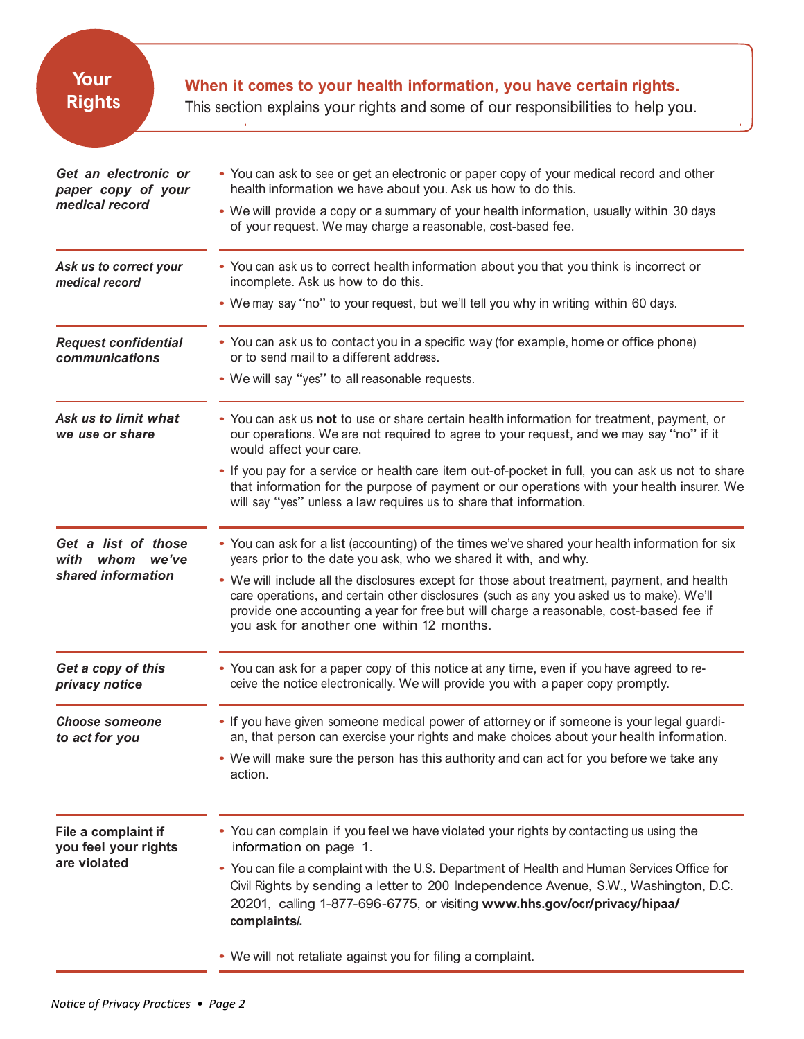# Your Rights

**When it comes to your health information, you have certain rights.**
This section explains your rights and some of our responsibilities to help you.

### *Get an electronic or paper copy of your medical record*

- You can ask to see or get an electronic or paper copy of your medical record and other health information we have about you. Ask us how to do this.
- We will provide a copy or a summary of your health information, usually within 30 days of your request. We may charge a reasonable, cost-based fee.

### *Ask us to correct your medical record*

- You can ask us to correct health information about you that you think is incorrect or incomplete. Ask us how to do this.
- We may say "no" to your request, but we'll tell you why in writing within 60 days.

### *Request confidential communications*

- You can ask us to contact you in a specific way (for example, home or office phone) or to send mail to a different address.
- We will say "yes" to all reasonable requests.

### *Ask us to limit what we use or share*

- You can ask us **not** to use or share certain health information for treatment, payment, or our operations. We are not required to agree to your request, and we may say "no" if it would affect your care.
- If you pay for a service or health care item out-of-pocket in full, you can ask us not to share that information for the purpose of payment or our operations with your health insurer. We will say "yes" unless a law requires us to share that information.

### *Get a list of those with whom we've shared information*

- You can ask for a list (accounting) of the times we've shared your health information for six years prior to the date you ask, who we shared it with, and why.
- We will include all the disclosures except for those about treatment, payment, and health care operations, and certain other disclosures (such as any you asked us to make). We'll provide one accounting a year for free but will charge a reasonable, cost-based fee if you ask for another one within 12 months.

### *Get a copy of this privacy notice*

- You can ask for a paper copy of this notice at any time, even if you have agreed to receive the notice electronically. We will provide you with a paper copy promptly.

### *Choose someone to act for you*

- If you have given someone medical power of attorney or if someone is your legal guardian, that person can exercise your rights and make choices about your health information.
- We will make sure the person has this authority and can act for you before we take any action.

### File a complaint if you feel your rights are violated

- You can complain if you feel we have violated your rights by contacting us using the information on page 1.
- You can file a complaint with the U.S. Department of Health and Human Services Office for Civil Rights by sending a letter to 200 Independence Avenue, S.W., Washington, D.C. 20201, calling 1-877-696-6775, or visiting **www.hhs.gov/ocr/privacy/hipaa/complaints/.**
- We will not retaliate against you for filing a complaint.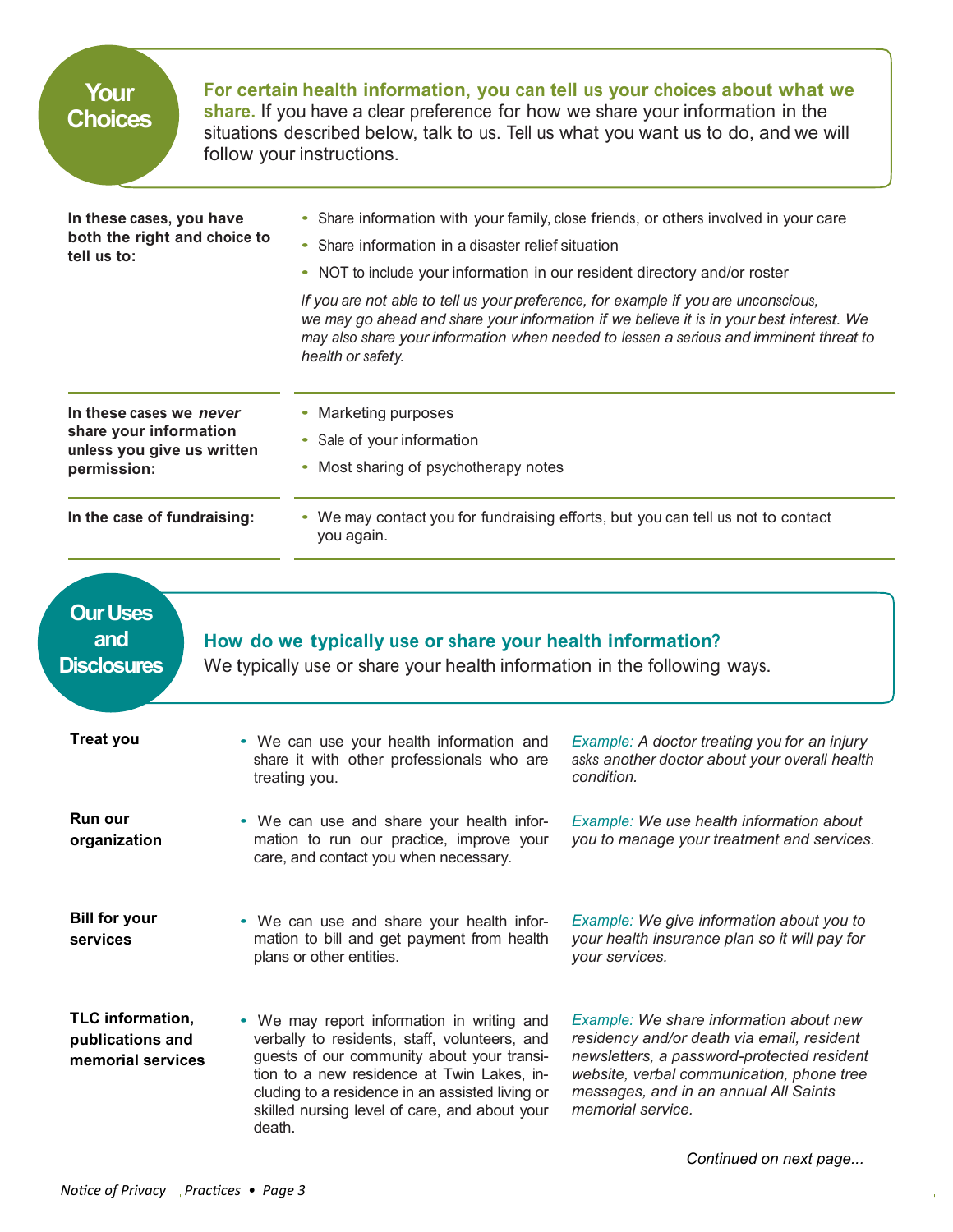## Your Choices

**For certain health information, you can tell us your choices about what we share.** If you have a clear preference for how we share your information in the situations described below, talk to us. Tell us what you want us to do, and we will follow your instructions.

**In these cases, you have both the right and choice to tell us to:**

- Share information with your family, close friends, or others involved in your care
- Share information in a disaster relief situation
- NOT to include your information in our resident directory and/or roster

*If you are not able to tell us your preference, for example if you are unconscious, we may go ahead and share your information if we believe it is in your best interest. We may also share your information when needed to lessen a serious and imminent threat to health or safety.*

**In these cases we *never* share your information unless you give us written permission:**

- Marketing purposes
- Sale of your information
- Most sharing of psychotherapy notes

**In the case of fundraising:**

- We may contact you for fundraising efforts, but you can tell us not to contact you again.

## Our Uses and Disclosures

**How do we typically use or share your health information?**
We typically use or share your health information in the following ways.

**Treat you**

- We can use your health information and share it with other professionals who are treating you.

*Example: A doctor treating you for an injury asks another doctor about your overall health condition.*

**Run our organization**

- We can use and share your health information to run our practice, improve your care, and contact you when necessary.

*Example: We use health information about you to manage your treatment and services.*

**Bill for your services**

- We can use and share your health information to bill and get payment from health plans or other entities.

*Example: We give information about you to your health insurance plan so it will pay for your services.*

**TLC information, publications and memorial services**

- We may report information in writing and verbally to residents, staff, volunteers, and guests of our community about your transition to a new residence at Twin Lakes, including to a residence in an assisted living or skilled nursing level of care, and about your death.

*Example: We share information about new residency and/or death via email, resident newsletters, a password-protected resident website, verbal communication, phone tree messages, and in an annual All Saints memorial service.*

*Continued on next page...*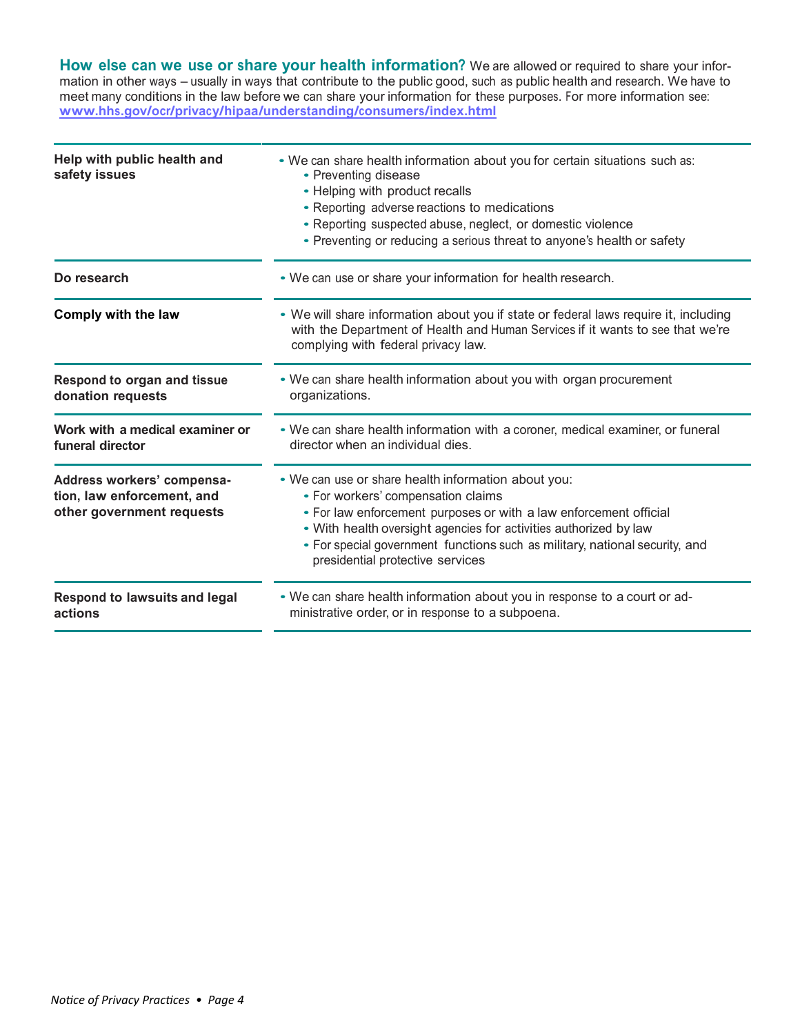**How else can we use or share your health information?** We are allowed or required to share your information in other ways – usually in ways that contribute to the public good, such as public health and research. We have to meet many conditions in the law before we can share your information for these purposes. For more information see: **www.hhs.gov/ocr/privacy/hipaa/understanding/consumers/index.html**

| | |
|---|---|
| **Help with public health and safety issues** | • We can share health information about you for certain situations such as:<br>  • Preventing disease<br>  • Helping with product recalls<br>  • Reporting adverse reactions to medications<br>  • Reporting suspected abuse, neglect, or domestic violence<br>  • Preventing or reducing a serious threat to anyone's health or safety |
| **Do research** | • We can use or share your information for health research. |
| **Comply with the law** | • We will share information about you if state or federal laws require it, including with the Department of Health and Human Services if it wants to see that we're complying with federal privacy law. |
| **Respond to organ and tissue donation requests** | • We can share health information about you with organ procurement organizations. |
| **Work with a medical examiner or funeral director** | • We can share health information with a coroner, medical examiner, or funeral director when an individual dies. |
| **Address workers' compensation, law enforcement, and other government requests** | • We can use or share health information about you:<br>  • For workers' compensation claims<br>  • For law enforcement purposes or with a law enforcement official<br>  • With health oversight agencies for activities authorized by law<br>  • For special government functions such as military, national security, and presidential protective services |
| **Respond to lawsuits and legal actions** | • We can share health information about you in response to a court or administrative order, or in response to a subpoena. |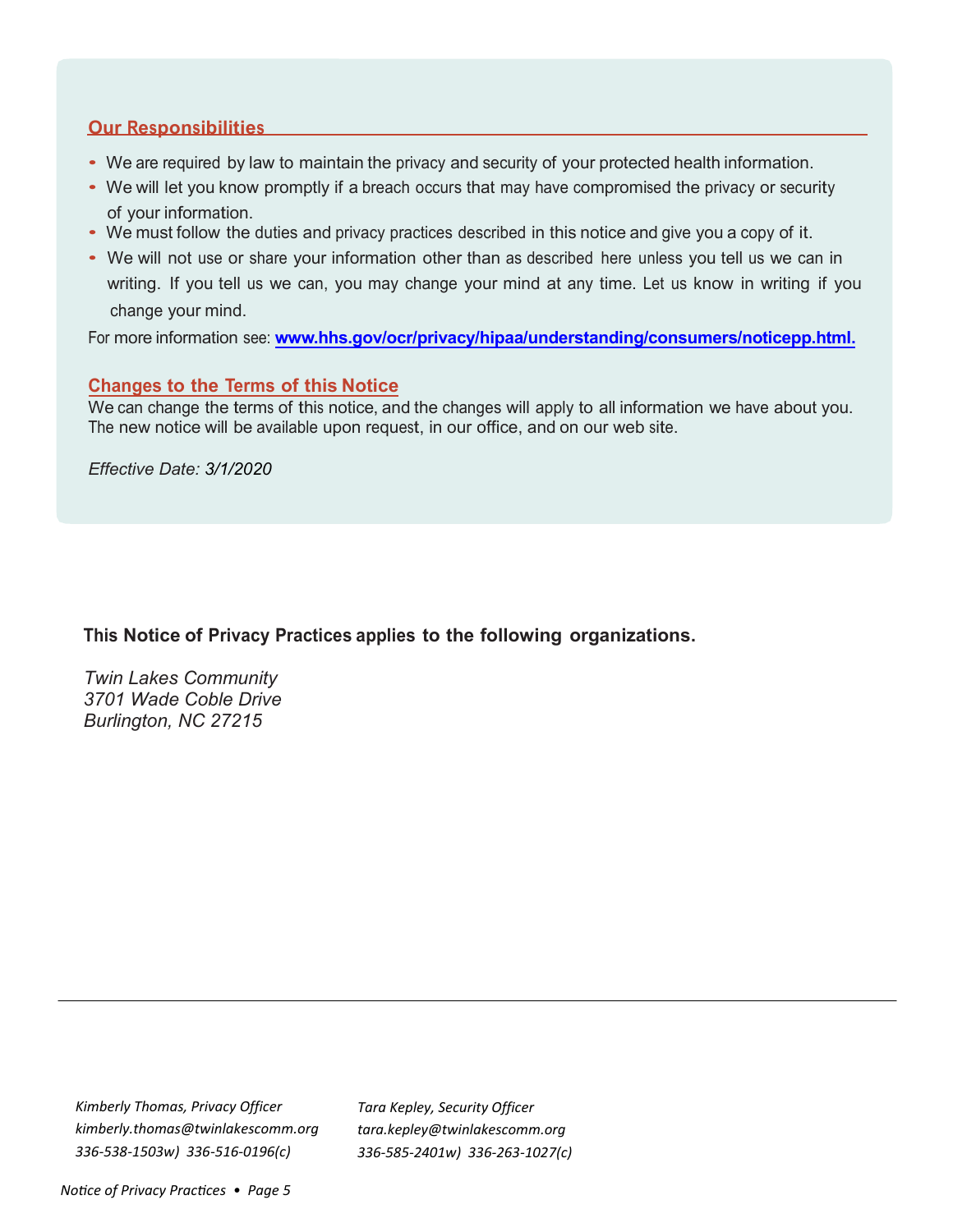## Our Responsibilities

- We are required by law to maintain the privacy and security of your protected health information.
- We will let you know promptly if a breach occurs that may have compromised the privacy or security of your information.
- We must follow the duties and privacy practices described in this notice and give you a copy of it.
- We will not use or share your information other than as described here unless you tell us we can in writing. If you tell us we can, you may change your mind at any time. Let us know in writing if you change your mind.

For more information see: **www.hhs.gov/ocr/privacy/hipaa/understanding/consumers/noticepp.html.**

## Changes to the Terms of this Notice

We can change the terms of this notice, and the changes will apply to all information we have about you. The new notice will be available upon request, in our office, and on our web site.

*Effective Date: 3/1/2020*

**This Notice of Privacy Practices applies to the following organizations.**

*Twin Lakes Community*
*3701 Wade Coble Drive*
*Burlington, NC 27215*

---

*Kimberly Thomas, Privacy Officer*
*kimberly.thomas@twinlakescomm.org*
*336-538-1503w) 336-516-0196(c)*

*Tara Kepley, Security Officer*
*tara.kepley@twinlakescomm.org*
*336-585-2401w) 336-263-1027(c)*